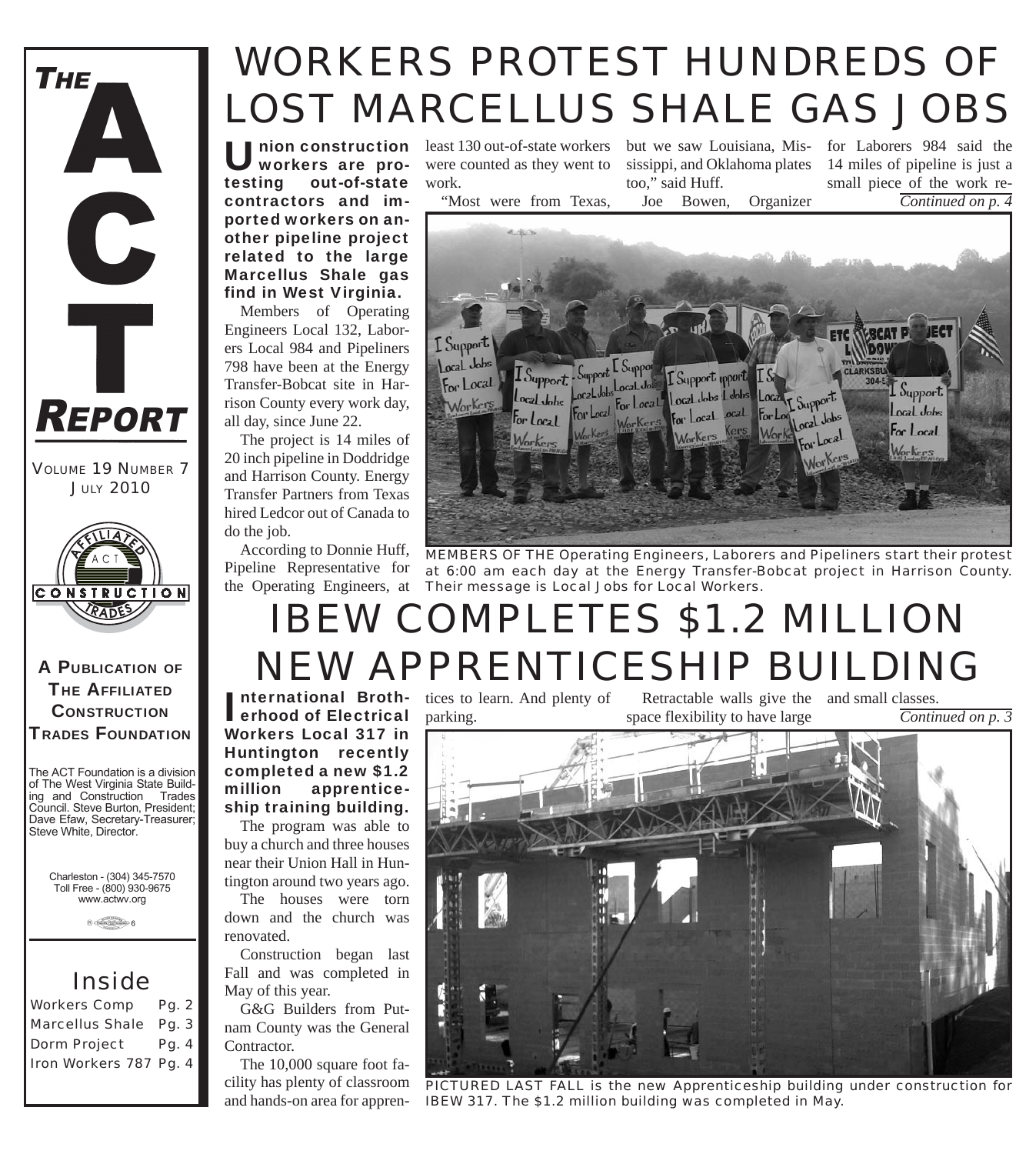# THE ACT REPORT

VOLUME 19 NUMBER 7
JULY 2010

**A PUBLICATION OF THE AFFILIATED CONSTRUCTION TRADES FOUNDATION**

The ACT Foundation is a division of The West Virginia State Building and Construction Trades Council. Steve Burton, President; Dave Efaw, Secretary-Treasurer; Steve White, Director.

Charleston - (304) 345-7570
Toll Free - (800) 930-9675
www.actwv.org

## Inside

| | |
|---|---|
| Workers Comp | Pg. 2 |
| Marcellus Shale | Pg. 3 |
| Dorm Project | Pg. 4 |
| Iron Workers 787 | Pg. 4 |

# WORKERS PROTEST HUNDREDS OF LOST MARCELLUS SHALE GAS JOBS

**Union construction workers are protesting out-of-state contractors and imported workers on another pipeline project related to the large Marcellus Shale gas find in West Virginia.**

Members of Operating Engineers Local 132, Laborers Local 984 and Pipeliners 798 have been at the Energy Transfer-Bobcat site in Harrison County every work day, all day, since June 22.

The project is 14 miles of 20 inch pipeline in Doddridge and Harrison County. Energy Transfer Partners from Texas hired Ledcor out of Canada to do the job.

According to Donnie Huff, Pipeline Representative for the Operating Engineers, at least 130 out-of-state workers were counted as they went to work.

"Most were from Texas, but we saw Louisiana, Mississippi, and Oklahoma plates too," said Huff.

Joe Bowen, Organizer for Laborers 984 said the 14 miles of pipeline is just a small piece of the work re-

*Continued on p. 4*

MEMBERS OF THE Operating Engineers, Laborers and Pipeliners start their protest at 6:00 am each day at the Energy Transfer-Bobcat project in Harrison County. Their message is Local Jobs for Local Workers.

# IBEW COMPLETES $1.2 MILLION NEW APPRENTICESHIP BUILDING

**International Brotherhood of Electrical Workers Local 317 in Huntington recently completed a new $1.2 million apprenticeship training building.**

The program was able to buy a church and three houses near their Union Hall in Huntington around two years ago.

The houses were torn down and the church was renovated.

Construction began last Fall and was completed in May of this year.

G&G Builders from Putnam County was the General Contractor.

The 10,000 square foot facility has plenty of classroom and hands-on area for apprentices to learn. And plenty of parking.

Retractable walls give the space flexibility to have large and small classes.

*Continued on p. 3*

PICTURED LAST FALL is the new Apprenticeship building under construction for IBEW 317. The $1.2 million building was completed in May.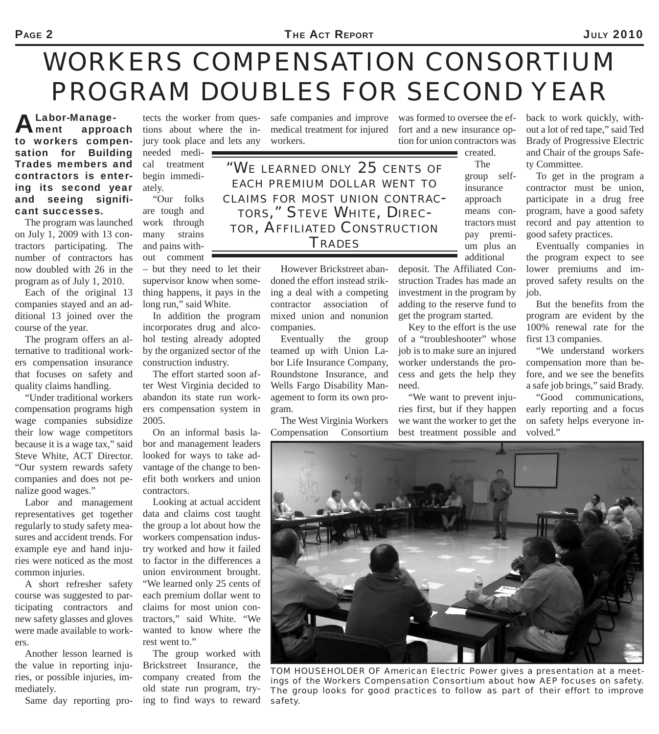# WORKERS COMPENSATION CONSORTIUM PROGRAM DOUBLES FOR SECOND YEAR

**A Labor-Management approach to workers compensation for Building Trades members and contractors is entering its second year and seeing significant successes.**

The program was launched on July 1, 2009 with 13 contractors participating. The number of contractors has now doubled with 26 in the program as of July 1, 2010.

Each of the original 13 companies stayed and an additional 13 joined over the course of the year.

The program offers an alternative to traditional workers compensation insurance that focuses on safety and quality claims handling.

"Under traditional workers compensation programs high wage companies subsidize their low wage competitors because it is a wage tax," said Steve White, ACT Director. "Our system rewards safety companies and does not penalize good wages."

Labor and management representatives get together regularly to study safety measures and accident trends. For example eye and hand injuries were noticed as the most common injuries.

A short refresher safety course was suggested to participating contractors and new safety glasses and gloves were made available to workers.

Another lesson learned is the value in reporting injuries, or possible injuries, immediately.

Same day reporting protects the worker from questions about where the injury took place and lets any needed medical treatment begin immediately.

"Our folks are tough and work through many strains and pains without comment – but they need to let their supervisor know when something happens, it pays in the long run," said White.

In addition the program incorporates drug and alcohol testing already adopted by the organized sector of the construction industry.

The effort started soon after West Virginia decided to abandon its state run workers compensation system in 2005.

On an informal basis labor and management leaders looked for ways to take advantage of the change to benefit both workers and union contractors.

Looking at actual accident data and claims cost taught the group a lot about how the workers compensation industry worked and how it failed to factor in the differences a union environment brought. "We learned only 25 cents of each premium dollar went to claims for most union contractors," said White. "We wanted to know where the rest went to."

The group worked with Brickstreet Insurance, the company created from the old state run program, trying to find ways to reward safe companies and improve medical treatment for injured workers.

> "We learned only 25 cents of each premium dollar went to claims for most union contractors," Steve White, Director, Affiliated Construction Trades

However Brickstreet abandoned the effort instead striking a deal with a competing contractor association of mixed union and nonunion companies.

Eventually the group teamed up with Union Labor Life Insurance Company, Roundstone Insurance, and Wells Fargo Disability Management to form its own program.

The West Virginia Workers Compensation Consortium was formed to oversee the effort and a new insurance option for union contractors was created.

The group self-insurance approach means contractors must pay premium plus an additional deposit. The Affiliated Construction Trades has made an investment in the program by adding to the reserve fund to get the program started.

Key to the effort is the use of a "troubleshooter" whose job is to make sure an injured worker understands the process and gets the help they need.

"We want to prevent injuries first, but if they happen we want the worker to get the best treatment possible and back to work quickly, without a lot of red tape," said Ted Brady of Progressive Electric and Chair of the groups Safety Committee.

To get in the program a contractor must be union, participate in a drug free program, have a good safety record and pay attention to good safety practices.

Eventually companies in the program expect to see lower premiums and improved safety results on the job.

But the benefits from the program are evident by the 100% renewal rate for the first 13 companies.

"We understand workers compensation more than before, and we see the benefits a safe job brings," said Brady.

"Good communications, early reporting and a focus on safety helps everyone involved."

TOM HOUSEHOLDER OF American Electric Power gives a presentation at a meetings of the Workers Compensation Consortium about how AEP focuses on safety. The group looks for good practices to follow as part of their effort to improve safety.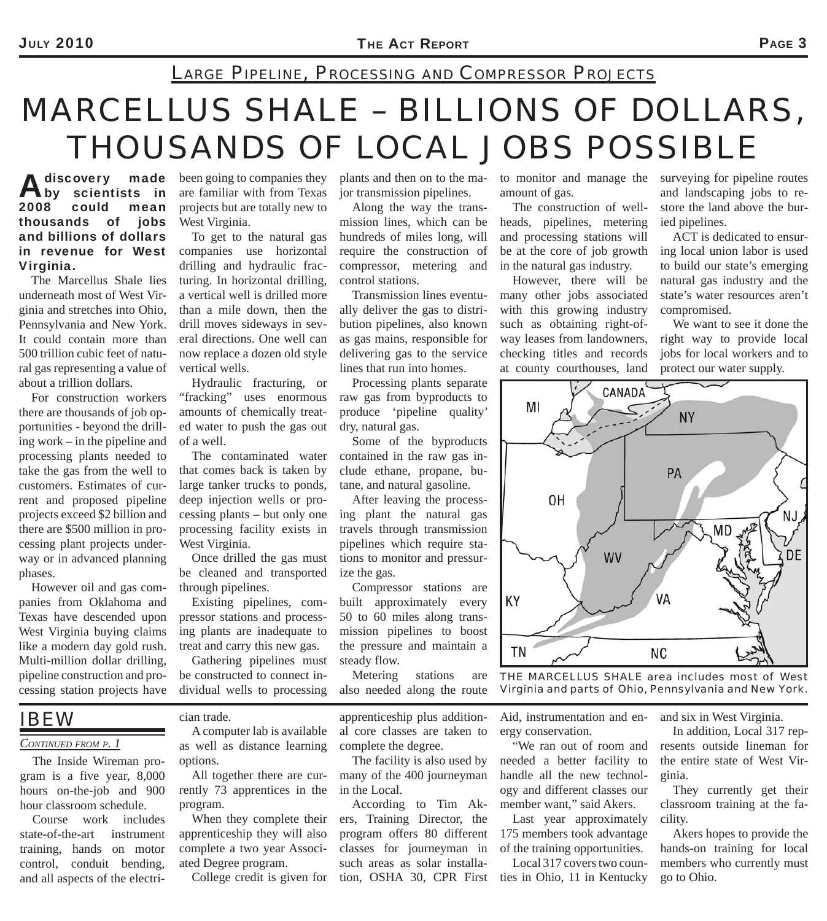## LARGE PIPELINE, PROCESSING AND COMPRESSOR PROJECTS

# MARCELLUS SHALE – BILLIONS OF DOLLARS, THOUSANDS OF LOCAL JOBS POSSIBLE

**A discovery made by scientists in 2008 could mean thousands of jobs and billions of dollars in revenue for West Virginia.**

The Marcellus Shale lies underneath most of West Virginia and stretches into Ohio, Pennsylvania and New York. It could contain more than 500 trillion cubic feet of natural gas representing a value of about a trillion dollars.

For construction workers there are thousands of job opportunities - beyond the drilling work – in the pipeline and processing plants needed to take the gas from the well to customers. Estimates of current and proposed pipeline projects exceed $2 billion and there are $500 million in processing plant projects underway or in advanced planning phases.

However oil and gas companies from Oklahoma and Texas have descended upon West Virginia buying claims like a modern day gold rush. Multi-million dollar drilling, pipeline construction and processing station projects have been going to companies they are familiar with from Texas projects but are totally new to West Virginia.

To get to the natural gas companies use horizontal drilling and hydraulic fracturing. In horizontal drilling, a vertical well is drilled more than a mile down, then the drill moves sideways in several directions. One well can now replace a dozen old style vertical wells.

Hydraulic fracturing, or "fracking" uses enormous amounts of chemically treated water to push the gas out of a well.

The contaminated water that comes back is taken by large tanker trucks to ponds, deep injection wells or processing plants – but only one processing facility exists in West Virginia.

Once drilled the gas must be cleaned and transported through pipelines.

Existing pipelines, compressor stations and processing plants are inadequate to treat and carry this new gas.

Gathering pipelines must be constructed to connect individual wells to processing plants and then on to the major transmission pipelines.

Along the way the transmission lines, which can be hundreds of miles long, will require the construction of compressor, metering and control stations.

Transmission lines eventually deliver the gas to distribution pipelines, also known as gas mains, responsible for delivering gas to the service lines that run into homes.

Processing plants separate raw gas from byproducts to produce 'pipeline quality' dry, natural gas.

Some of the byproducts contained in the raw gas include ethane, propane, butane, and natural gasoline.

After leaving the processing plant the natural gas travels through transmission pipelines which require stations to monitor and pressurize the gas.

Compressor stations are built approximately every 50 to 60 miles along transmission pipelines to boost the pressure and maintain a steady flow.

Metering stations are also needed along the route to monitor and manage the amount of gas.

The construction of wellheads, pipelines, metering and processing stations will be at the core of job growth in the natural gas industry.

However, there will be many other jobs associated with this growing industry such as obtaining right-of-way leases from landowners, checking titles and records at county courthouses, land surveying for pipeline routes and landscaping jobs to restore the land above the buried pipelines.

ACT is dedicated to ensuring local union labor is used to build our state's emerging natural gas industry and the state's water resources aren't compromised.

We want to see it done the right way to provide local jobs for local workers and to protect our water supply.

THE MARCELLUS SHALE area includes most of West Virginia and parts of Ohio, Pennsylvania and New York.

## IBEW

*CONTINUED FROM P. 1*

The Inside Wireman program is a five year, 8,000 hours on-the-job and 900 hour classroom schedule.

Course work includes state-of-the-art instrument training, hands on motor control, conduit bending, and all aspects of the electrician trade.

A computer lab is available as well as distance learning options.

All together there are currently 73 apprentices in the program.

When they complete their apprenticeship they will also complete a two year Associated Degree program.

College credit is given for apprenticeship plus additional core classes are taken to complete the degree.

The facility is also used by many of the 400 journeyman in the Local.

According to Tim Akers, Training Director, the program offers 80 different classes for journeyman in such areas as solar installation, OSHA 30, CPR First Aid, instrumentation and energy conservation.

"We ran out of room and needed a better facility to handle all the new technology and different classes our member want," said Akers.

Last year approximately 175 members took advantage of the training opportunities.

Local 317 covers two counties in Ohio, 11 in Kentucky and six in West Virginia.

In addition, Local 317 represents outside lineman for the entire state of West Virginia.

They currently get their classroom training at the facility.

Akers hopes to provide the hands-on training for local members who currently must go to Ohio.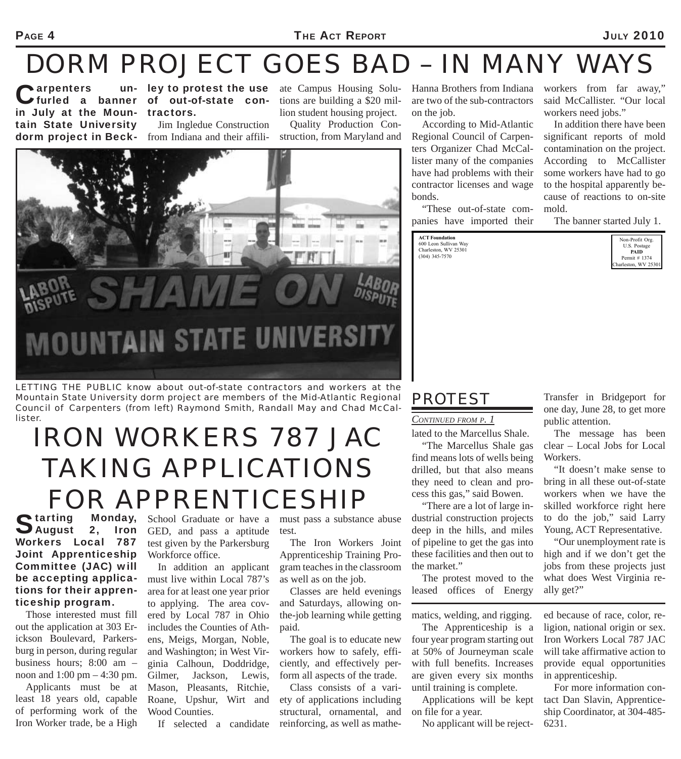# DORM PROJECT GOES BAD – IN MANY WAYS

**Carpenters unfurled a banner in July at the Mountain State University dorm project in Beckley to protest the use of out-of-state contractors.**

Jim Ingledue Construction from Indiana and their affiliate Campus Housing Solutions are building a $20 million student housing project.

Quality Production Construction, from Maryland and Hanna Brothers from Indiana are two of the sub-contractors on the job.

According to Mid-Atlantic Regional Council of Carpenters Organizer Chad McCallister many of the companies have had problems with their contractor licenses and wage bonds.

"These out-of-state companies have imported their workers from far away," said McCallister. "Our local workers need jobs."

In addition there have been significant reports of mold contamination on the project. According to McCallister some workers have had to go to the hospital apparently because of reactions to on-site mold.

The banner started July 1.

LETTING THE PUBLIC know about out-of-state contractors and workers at the Mountain State University dorm project are members of the Mid-Atlantic Regional Council of Carpenters (from left) Raymond Smith, Randall May and Chad McCallister.

ACT Foundation
600 Leon Sullivan Way
Charleston, WV 25301
(304) 345-7570

Non-Profit Org.
U.S. Postage
**PAID**
Permit # 1374
Charleston, WV 25301

## PROTEST

*CONTINUED FROM P. 1*

lated to the Marcellus Shale.

"The Marcellus Shale gas find means lots of wells being drilled, but that also means they need to clean and process this gas," said Bowen.

"There are a lot of large industrial construction projects deep in the hills, and miles of pipeline to get the gas into these facilities and then out to the market."

The protest moved to the leased offices of Energy Transfer in Bridgeport for one day, June 28, to get more public attention.

The message has been clear – Local Jobs for Local Workers.

"It doesn't make sense to bring in all these out-of-state workers when we have the skilled workforce right here to do the job," said Larry Young, ACT Representative.

"Our unemployment rate is high and if we don't get the jobs from these projects just what does West Virginia really get?"

# IRON WORKERS 787 JAC TAKING APPLICATIONS FOR APPRENTICESHIP

**Starting Monday, August 2, Iron Workers Local 787 Joint Apprenticeship Committee (JAC) will be accepting applications for their apprenticeship program.**

Those interested must fill out the application at 303 Erickson Boulevard, Parkersburg in person, during regular business hours; 8:00 am – noon and 1:00 pm – 4:30 pm.

Applicants must be at least 18 years old, capable of performing work of the Iron Worker trade, be a High School Graduate or have a GED, and pass a aptitude test given by the Parkersburg Workforce office.

In addition an applicant must live within Local 787's area for at least one year prior to applying. The area covered by Local 787 in Ohio includes the Counties of Athens, Meigs, Morgan, Noble, and Washington; in West Virginia Calhoun, Doddridge, Gilmer, Jackson, Lewis, Mason, Pleasants, Ritchie, Roane, Upshur, Wirt and Wood Counties.

If selected a candidate must pass a substance abuse test.

The Iron Workers Joint Apprenticeship Training Program teaches in the classroom as well as on the job.

Classes are held evenings and Saturdays, allowing on-the-job learning while getting paid.

The goal is to educate new workers how to safely, efficiently, and effectively perform all aspects of the trade.

Class consists of a variety of applications including structural, ornamental, and reinforcing, as well as mathematics, welding, and rigging.

The Apprenticeship is a four year program starting out at 50% of Journeyman scale with full benefits. Increases are given every six months until training is complete.

Applications will be kept on file for a year.

No applicant will be rejected because of race, color, religion, national origin or sex. Iron Workers Local 787 JAC will take affirmative action to provide equal opportunities in apprenticeship.

For more information contact Dan Slavin, Apprenticeship Coordinator, at 304-485-6231.